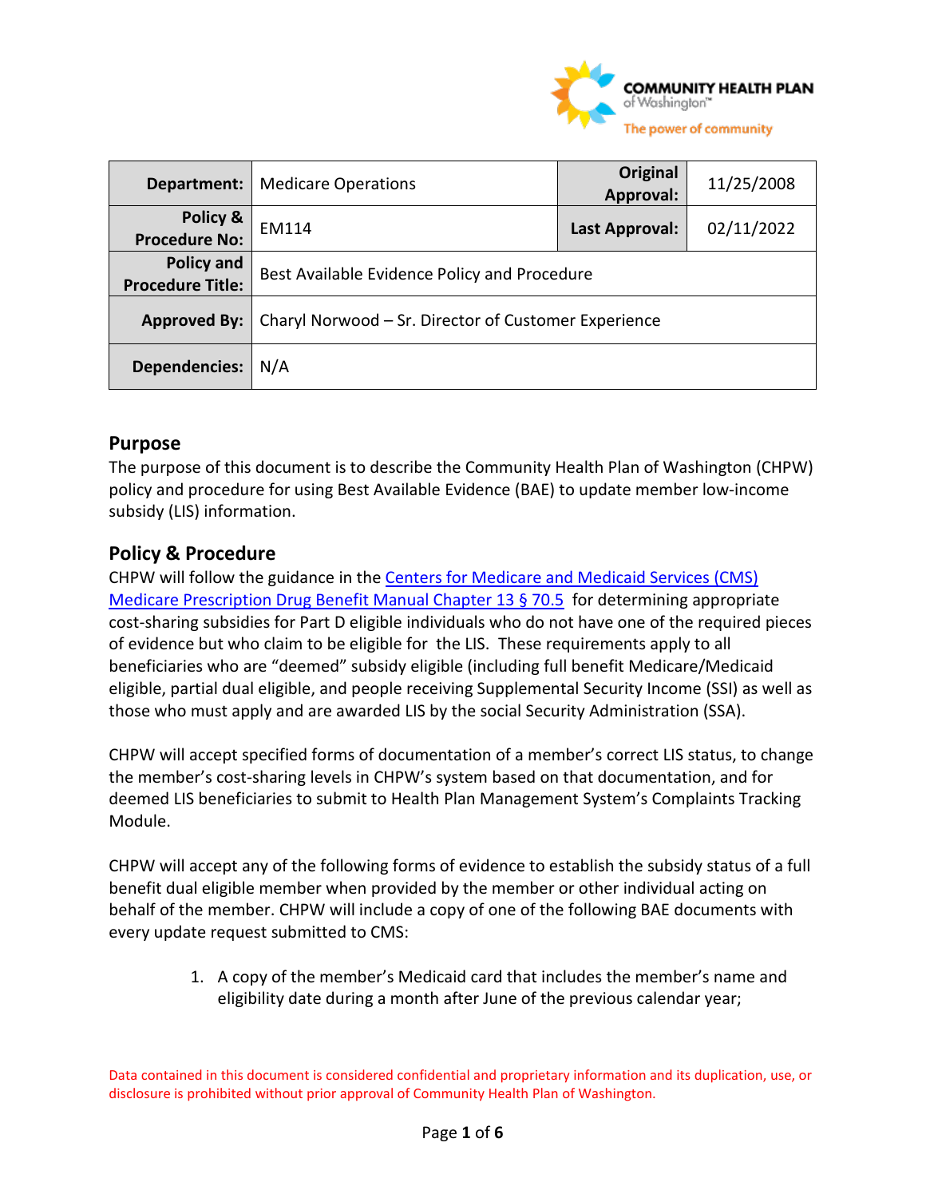| Department: | Medicare Operations | Original Approval: | 11/25/2008 |
|---|---|---|---|
| Policy & Procedure No: | EM114 | Last Approval: | 02/11/2022 |
| Policy and Procedure Title: | Best Available Evidence Policy and Procedure | | |
| Approved By: | Charyl Norwood – Sr. Director of Customer Experience | | |
| Dependencies: | N/A | | |

## Purpose

The purpose of this document is to describe the Community Health Plan of Washington (CHPW) policy and procedure for using Best Available Evidence (BAE) to update member low-income subsidy (LIS) information.

## Policy & Procedure

CHPW will follow the guidance in the Centers for Medicare and Medicaid Services (CMS) Medicare Prescription Drug Benefit Manual Chapter 13 § 70.5 for determining appropriate cost-sharing subsidies for Part D eligible individuals who do not have one of the required pieces of evidence but who claim to be eligible for the LIS. These requirements apply to all beneficiaries who are "deemed" subsidy eligible (including full benefit Medicare/Medicaid eligible, partial dual eligible, and people receiving Supplemental Security Income (SSI) as well as those who must apply and are awarded LIS by the social Security Administration (SSA).

CHPW will accept specified forms of documentation of a member's correct LIS status, to change the member's cost-sharing levels in CHPW's system based on that documentation, and for deemed LIS beneficiaries to submit to Health Plan Management System's Complaints Tracking Module.

CHPW will accept any of the following forms of evidence to establish the subsidy status of a full benefit dual eligible member when provided by the member or other individual acting on behalf of the member. CHPW will include a copy of one of the following BAE documents with every update request submitted to CMS:

1. A copy of the member's Medicaid card that includes the member's name and eligibility date during a month after June of the previous calendar year;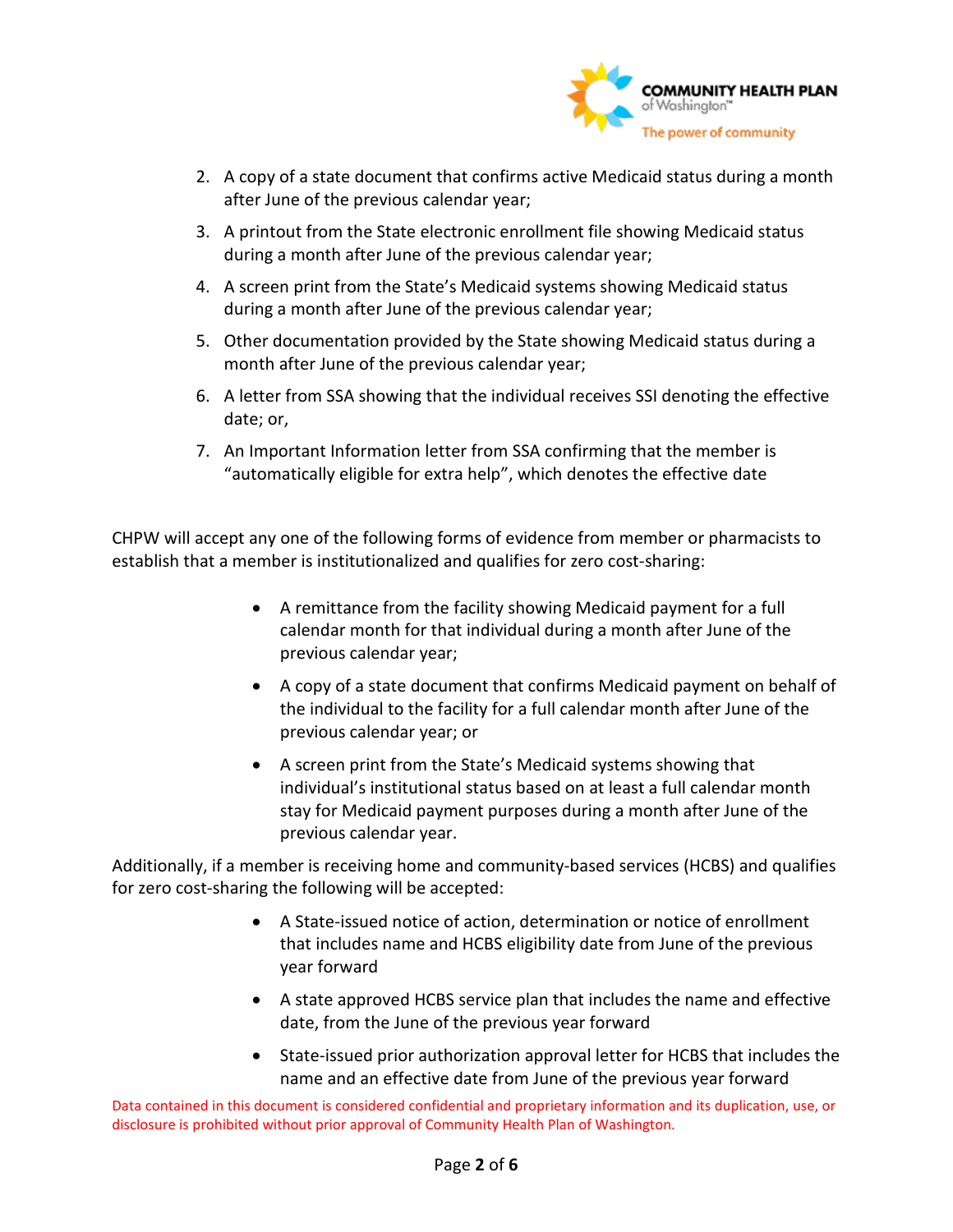2. A copy of a state document that confirms active Medicaid status during a month after June of the previous calendar year;
3. A printout from the State electronic enrollment file showing Medicaid status during a month after June of the previous calendar year;
4. A screen print from the State's Medicaid systems showing Medicaid status during a month after June of the previous calendar year;
5. Other documentation provided by the State showing Medicaid status during a month after June of the previous calendar year;
6. A letter from SSA showing that the individual receives SSI denoting the effective date; or,
7. An Important Information letter from SSA confirming that the member is "automatically eligible for extra help", which denotes the effective date

CHPW will accept any one of the following forms of evidence from member or pharmacists to establish that a member is institutionalized and qualifies for zero cost-sharing:

- A remittance from the facility showing Medicaid payment for a full calendar month for that individual during a month after June of the previous calendar year;
- A copy of a state document that confirms Medicaid payment on behalf of the individual to the facility for a full calendar month after June of the previous calendar year; or
- A screen print from the State's Medicaid systems showing that individual's institutional status based on at least a full calendar month stay for Medicaid payment purposes during a month after June of the previous calendar year.

Additionally, if a member is receiving home and community-based services (HCBS) and qualifies for zero cost-sharing the following will be accepted:

- A State-issued notice of action, determination or notice of enrollment that includes name and HCBS eligibility date from June of the previous year forward
- A state approved HCBS service plan that includes the name and effective date, from the June of the previous year forward
- State-issued prior authorization approval letter for HCBS that includes the name and an effective date from June of the previous year forward

Data contained in this document is considered confidential and proprietary information and its duplication, use, or disclosure is prohibited without prior approval of Community Health Plan of Washington.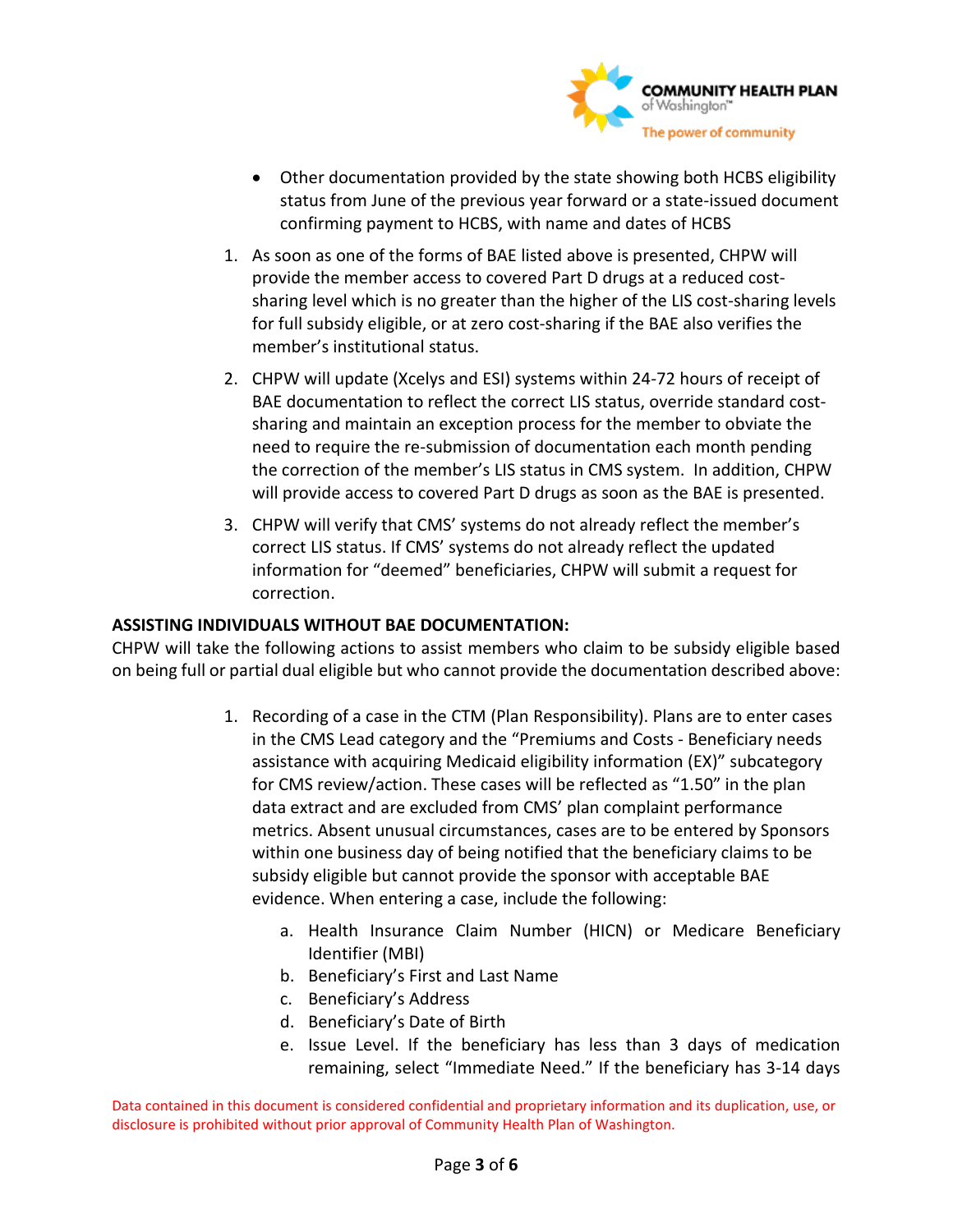- Other documentation provided by the state showing both HCBS eligibility status from June of the previous year forward or a state-issued document confirming payment to HCBS, with name and dates of HCBS

1. As soon as one of the forms of BAE listed above is presented, CHPW will provide the member access to covered Part D drugs at a reduced cost-sharing level which is no greater than the higher of the LIS cost-sharing levels for full subsidy eligible, or at zero cost-sharing if the BAE also verifies the member's institutional status.
2. CHPW will update (Xcelys and ESI) systems within 24-72 hours of receipt of BAE documentation to reflect the correct LIS status, override standard cost-sharing and maintain an exception process for the member to obviate the need to require the re-submission of documentation each month pending the correction of the member's LIS status in CMS system. In addition, CHPW will provide access to covered Part D drugs as soon as the BAE is presented.
3. CHPW will verify that CMS' systems do not already reflect the member's correct LIS status. If CMS' systems do not already reflect the updated information for "deemed" beneficiaries, CHPW will submit a request for correction.

**ASSISTING INDIVIDUALS WITHOUT BAE DOCUMENTATION:**

CHPW will take the following actions to assist members who claim to be subsidy eligible based on being full or partial dual eligible but who cannot provide the documentation described above:

1. Recording of a case in the CTM (Plan Responsibility). Plans are to enter cases in the CMS Lead category and the "Premiums and Costs - Beneficiary needs assistance with acquiring Medicaid eligibility information (EX)" subcategory for CMS review/action. These cases will be reflected as "1.50" in the plan data extract and are excluded from CMS' plan complaint performance metrics. Absent unusual circumstances, cases are to be entered by Sponsors within one business day of being notified that the beneficiary claims to be subsidy eligible but cannot provide the sponsor with acceptable BAE evidence. When entering a case, include the following:
   a. Health Insurance Claim Number (HICN) or Medicare Beneficiary Identifier (MBI)
   b. Beneficiary's First and Last Name
   c. Beneficiary's Address
   d. Beneficiary's Date of Birth
   e. Issue Level. If the beneficiary has less than 3 days of medication remaining, select "Immediate Need." If the beneficiary has 3-14 days

Data contained in this document is considered confidential and proprietary information and its duplication, use, or disclosure is prohibited without prior approval of Community Health Plan of Washington.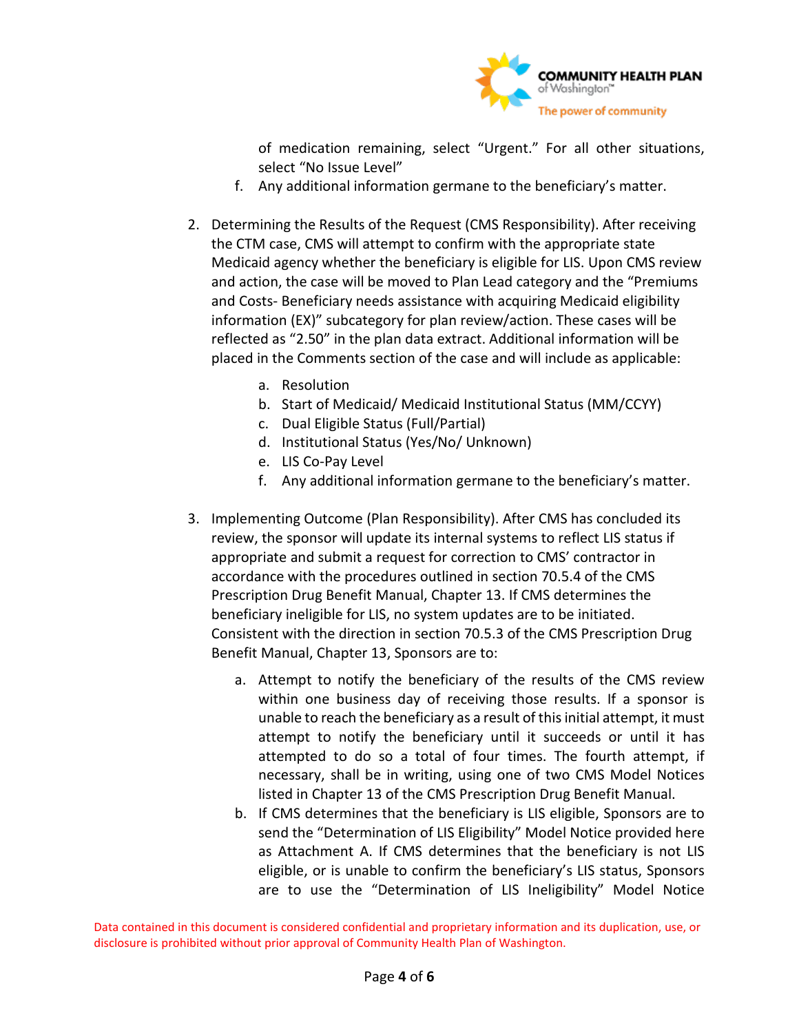of medication remaining, select "Urgent." For all other situations, select "No Issue Level"

   f. Any additional information germane to the beneficiary's matter.

2. Determining the Results of the Request (CMS Responsibility). After receiving the CTM case, CMS will attempt to confirm with the appropriate state Medicaid agency whether the beneficiary is eligible for LIS. Upon CMS review and action, the case will be moved to Plan Lead category and the "Premiums and Costs- Beneficiary needs assistance with acquiring Medicaid eligibility information (EX)" subcategory for plan review/action. These cases will be reflected as "2.50" in the plan data extract. Additional information will be placed in the Comments section of the case and will include as applicable:

   a. Resolution
   b. Start of Medicaid/ Medicaid Institutional Status (MM/CCYY)
   c. Dual Eligible Status (Full/Partial)
   d. Institutional Status (Yes/No/ Unknown)
   e. LIS Co-Pay Level
   f. Any additional information germane to the beneficiary's matter.

3. Implementing Outcome (Plan Responsibility). After CMS has concluded its review, the sponsor will update its internal systems to reflect LIS status if appropriate and submit a request for correction to CMS' contractor in accordance with the procedures outlined in section 70.5.4 of the CMS Prescription Drug Benefit Manual, Chapter 13. If CMS determines the beneficiary ineligible for LIS, no system updates are to be initiated. Consistent with the direction in section 70.5.3 of the CMS Prescription Drug Benefit Manual, Chapter 13, Sponsors are to:

   a. Attempt to notify the beneficiary of the results of the CMS review within one business day of receiving those results. If a sponsor is unable to reach the beneficiary as a result of this initial attempt, it must attempt to notify the beneficiary until it succeeds or until it has attempted to do so a total of four times. The fourth attempt, if necessary, shall be in writing, using one of two CMS Model Notices listed in Chapter 13 of the CMS Prescription Drug Benefit Manual.
   b. If CMS determines that the beneficiary is LIS eligible, Sponsors are to send the "Determination of LIS Eligibility" Model Notice provided here as Attachment A. If CMS determines that the beneficiary is not LIS eligible, or is unable to confirm the beneficiary's LIS status, Sponsors are to use the "Determination of LIS Ineligibility" Model Notice

Data contained in this document is considered confidential and proprietary information and its duplication, use, or disclosure is prohibited without prior approval of Community Health Plan of Washington.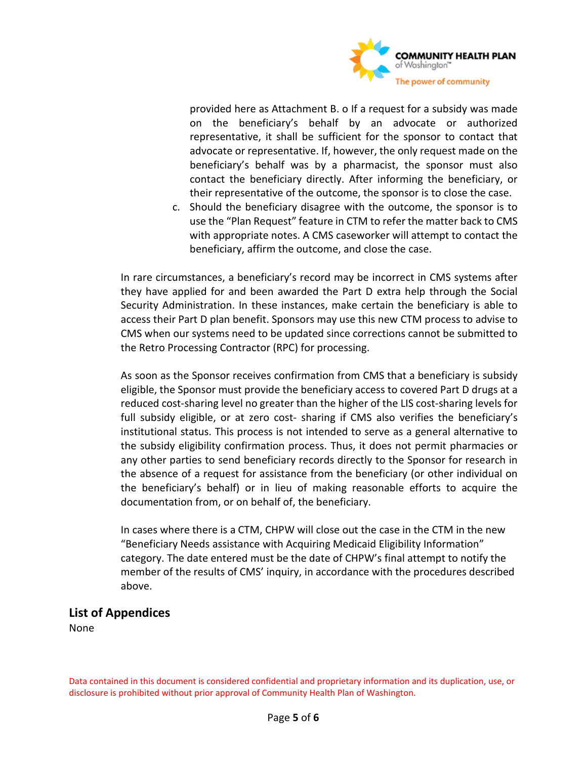provided here as Attachment B. o If a request for a subsidy was made on the beneficiary's behalf by an advocate or authorized representative, it shall be sufficient for the sponsor to contact that advocate or representative. If, however, the only request made on the beneficiary's behalf was by a pharmacist, the sponsor must also contact the beneficiary directly. After informing the beneficiary, or their representative of the outcome, the sponsor is to close the case.

c. Should the beneficiary disagree with the outcome, the sponsor is to use the "Plan Request" feature in CTM to refer the matter back to CMS with appropriate notes. A CMS caseworker will attempt to contact the beneficiary, affirm the outcome, and close the case.

In rare circumstances, a beneficiary's record may be incorrect in CMS systems after they have applied for and been awarded the Part D extra help through the Social Security Administration. In these instances, make certain the beneficiary is able to access their Part D plan benefit. Sponsors may use this new CTM process to advise to CMS when our systems need to be updated since corrections cannot be submitted to the Retro Processing Contractor (RPC) for processing.

As soon as the Sponsor receives confirmation from CMS that a beneficiary is subsidy eligible, the Sponsor must provide the beneficiary access to covered Part D drugs at a reduced cost-sharing level no greater than the higher of the LIS cost-sharing levels for full subsidy eligible, or at zero cost- sharing if CMS also verifies the beneficiary's institutional status. This process is not intended to serve as a general alternative to the subsidy eligibility confirmation process. Thus, it does not permit pharmacies or any other parties to send beneficiary records directly to the Sponsor for research in the absence of a request for assistance from the beneficiary (or other individual on the beneficiary's behalf) or in lieu of making reasonable efforts to acquire the documentation from, or on behalf of, the beneficiary.

In cases where there is a CTM, CHPW will close out the case in the CTM in the new "Beneficiary Needs assistance with Acquiring Medicaid Eligibility Information" category. The date entered must be the date of CHPW's final attempt to notify the member of the results of CMS' inquiry, in accordance with the procedures described above.

## List of Appendices

None

Data contained in this document is considered confidential and proprietary information and its duplication, use, or disclosure is prohibited without prior approval of Community Health Plan of Washington.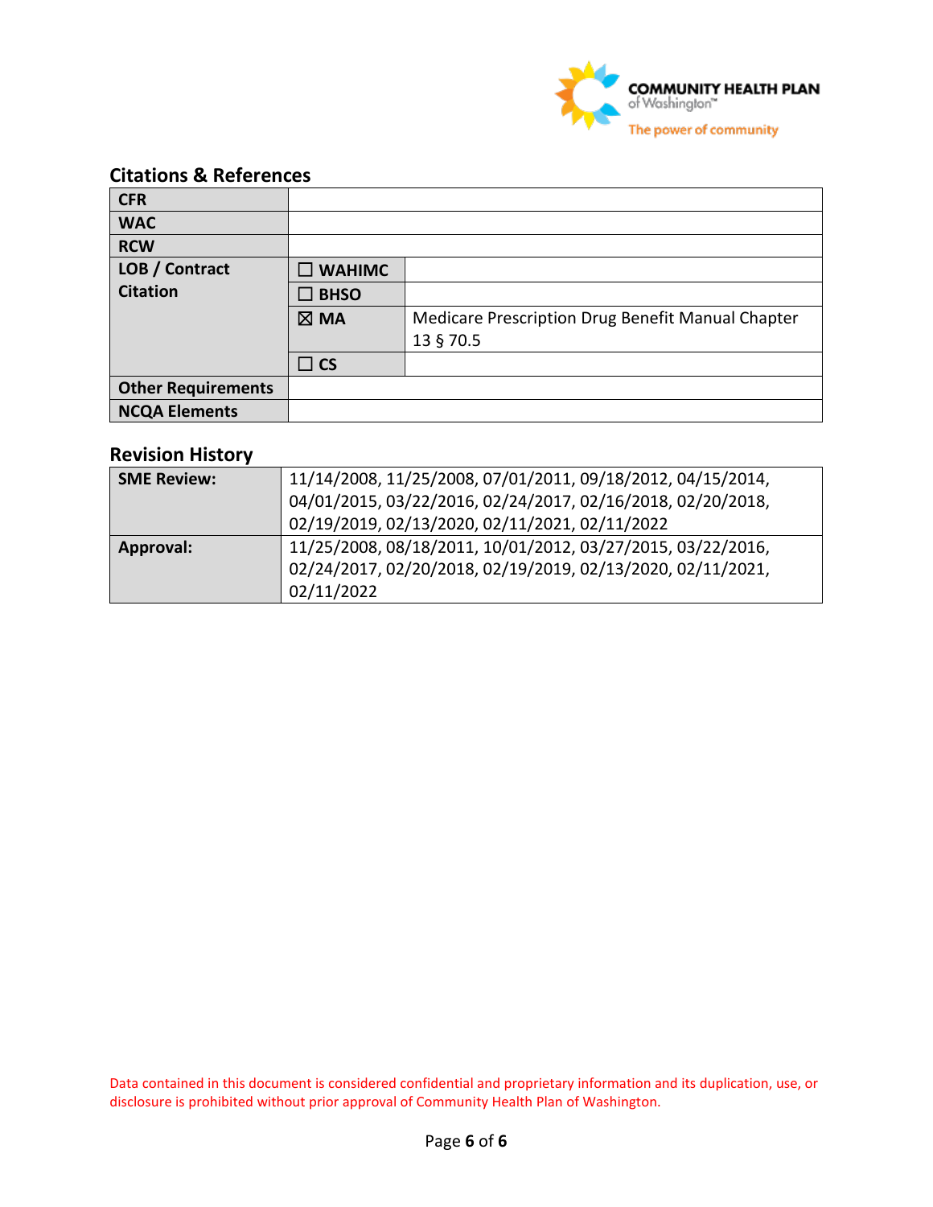## Citations & References

| | | |
|---|---|---|
| **CFR** | | |
| **WAC** | | |
| **RCW** | | |
| **LOB / Contract Citation** | ☐ **WAHIMC** | |
| | ☐ **BHSO** | |
| | ☒ **MA** | Medicare Prescription Drug Benefit Manual Chapter 13 § 70.5 |
| | ☐ **CS** | |
| **Other Requirements** | | |
| **NCQA Elements** | | |

## Revision History

| | |
|---|---|
| **SME Review:** | 11/14/2008, 11/25/2008, 07/01/2011, 09/18/2012, 04/15/2014, 04/01/2015, 03/22/2016, 02/24/2017, 02/16/2018, 02/20/2018, 02/19/2019, 02/13/2020, 02/11/2021, 02/11/2022 |
| **Approval:** | 11/25/2008, 08/18/2011, 10/01/2012, 03/27/2015, 03/22/2016, 02/24/2017, 02/20/2018, 02/19/2019, 02/13/2020, 02/11/2021, 02/11/2022 |

Data contained in this document is considered confidential and proprietary information and its duplication, use, or disclosure is prohibited without prior approval of Community Health Plan of Washington.